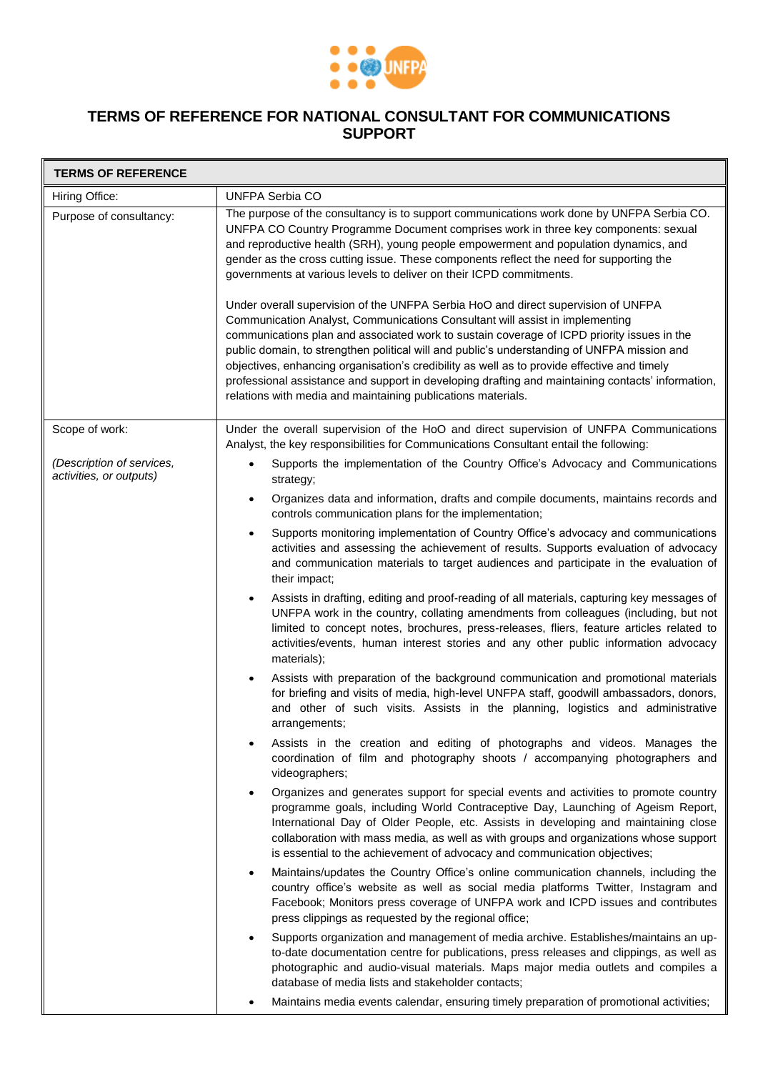# TERMS OF REFERENCE FOR NATIONAL CONSULTANT FOR COMMUNICATIONS SUPPORT

| **TERMS OF REFERENCE** | |
|---|---|
| Hiring Office: | UNFPA Serbia CO |
| Purpose of consultancy: | The purpose of the consultancy is to support communications work done by UNFPA Serbia CO. UNFPA CO Country Programme Document comprises work in three key components: sexual and reproductive health (SRH), young people empowerment and population dynamics, and gender as the cross cutting issue. These components reflect the need for supporting the governments at various levels to deliver on their ICPD commitments.<br><br>Under overall supervision of the UNFPA Serbia HoO and direct supervision of UNFPA Communication Analyst, Communications Consultant will assist in implementing communications plan and associated work to sustain coverage of ICPD priority issues in the public domain, to strengthen political will and public's understanding of UNFPA mission and objectives, enhancing organisation's credibility as well as to provide effective and timely professional assistance and support in developing drafting and maintaining contacts' information, relations with media and maintaining publications materials. |
| Scope of work:<br><br>*(Description of services, activities, or outputs)* | Under the overall supervision of the HoO and direct supervision of UNFPA Communications Analyst, the key responsibilities for Communications Consultant entail the following:<br><br>• Supports the implementation of the Country Office's Advocacy and Communications strategy;<br>• Organizes data and information, drafts and compile documents, maintains records and controls communication plans for the implementation;<br>• Supports monitoring implementation of Country Office's advocacy and communications activities and assessing the achievement of results. Supports evaluation of advocacy and communication materials to target audiences and participate in the evaluation of their impact;<br>• Assists in drafting, editing and proof-reading of all materials, capturing key messages of UNFPA work in the country, collating amendments from colleagues (including, but not limited to concept notes, brochures, press-releases, fliers, feature articles related to activities/events, human interest stories and any other public information advocacy materials);<br>• Assists with preparation of the background communication and promotional materials for briefing and visits of media, high-level UNFPA staff, goodwill ambassadors, donors, and other of such visits. Assists in the planning, logistics and administrative arrangements;<br>• Assists in the creation and editing of photographs and videos. Manages the coordination of film and photography shoots / accompanying photographers and videographers;<br>• Organizes and generates support for special events and activities to promote country programme goals, including World Contraceptive Day, Launching of Ageism Report, International Day of Older People, etc. Assists in developing and maintaining close collaboration with mass media, as well as with groups and organizations whose support is essential to the achievement of advocacy and communication objectives;<br>• Maintains/updates the Country Office's online communication channels, including the country office's website as well as social media platforms Twitter, Instagram and Facebook; Monitors press coverage of UNFPA work and ICPD issues and contributes press clippings as requested by the regional office;<br>• Supports organization and management of media archive. Establishes/maintains an up-to-date documentation centre for publications, press releases and clippings, as well as photographic and audio-visual materials. Maps major media outlets and compiles a database of media lists and stakeholder contacts;<br>• Maintains media events calendar, ensuring timely preparation of promotional activities; |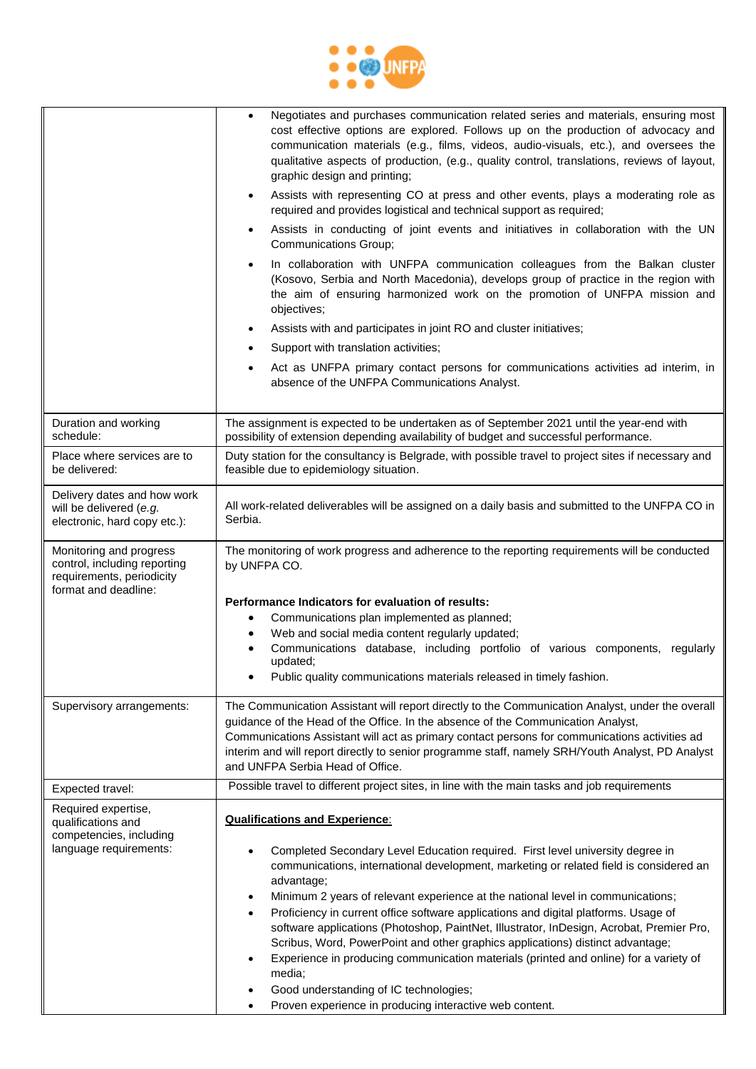| | |
|---|---|
| | • Negotiates and purchases communication related series and materials, ensuring most cost effective options are explored. Follows up on the production of advocacy and communication materials (e.g., films, videos, audio-visuals, etc.), and oversees the qualitative aspects of production, (e.g., quality control, translations, reviews of layout, graphic design and printing;<br>• Assists with representing CO at press and other events, plays a moderating role as required and provides logistical and technical support as required;<br>• Assists in conducting of joint events and initiatives in collaboration with the UN Communications Group;<br>• In collaboration with UNFPA communication colleagues from the Balkan cluster (Kosovo, Serbia and North Macedonia), develops group of practice in the region with the aim of ensuring harmonized work on the promotion of UNFPA mission and objectives;<br>• Assists with and participates in joint RO and cluster initiatives;<br>• Support with translation activities;<br>• Act as UNFPA primary contact persons for communications activities ad interim, in absence of the UNFPA Communications Analyst. |
| Duration and working schedule: | The assignment is expected to be undertaken as of September 2021 until the year-end with possibility of extension depending availability of budget and successful performance. |
| Place where services are to be delivered: | Duty station for the consultancy is Belgrade, with possible travel to project sites if necessary and feasible due to epidemiology situation. |
| Delivery dates and how work will be delivered (*e.g.* electronic, hard copy etc.): | All work-related deliverables will be assigned on a daily basis and submitted to the UNFPA CO in Serbia. |
| Monitoring and progress control, including reporting requirements, periodicity format and deadline: | The monitoring of work progress and adherence to the reporting requirements will be conducted by UNFPA CO.<br><br>**Performance Indicators for evaluation of results:**<br>• Communications plan implemented as planned;<br>• Web and social media content regularly updated;<br>• Communications database, including portfolio of various components, regularly updated;<br>• Public quality communications materials released in timely fashion. |
| Supervisory arrangements: | The Communication Assistant will report directly to the Communication Analyst, under the overall guidance of the Head of the Office. In the absence of the Communication Analyst, Communications Assistant will act as primary contact persons for communications activities ad interim and will report directly to senior programme staff, namely SRH/Youth Analyst, PD Analyst and UNFPA Serbia Head of Office. |
| Expected travel: | Possible travel to different project sites, in line with the main tasks and job requirements |
| Required expertise, qualifications and competencies, including language requirements: | **Qualifications and Experience**:<br><br>• Completed Secondary Level Education required. First level university degree in communications, international development, marketing or related field is considered an advantage;<br>• Minimum 2 years of relevant experience at the national level in communications;<br>• Proficiency in current office software applications and digital platforms. Usage of software applications (Photoshop, PaintNet, Illustrator, InDesign, Acrobat, Premier Pro, Scribus, Word, PowerPoint and other graphics applications) distinct advantage;<br>• Experience in producing communication materials (printed and online) for a variety of media;<br>• Good understanding of IC technologies;<br>• Proven experience in producing interactive web content. |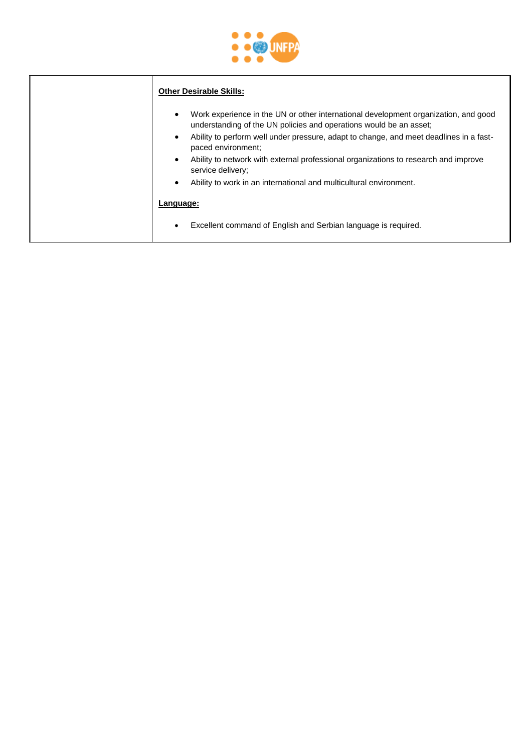| | |
|---|---|
| | **Other Desirable Skills:**<br><br>• Work experience in the UN or other international development organization, and good understanding of the UN policies and operations would be an asset;<br>• Ability to perform well under pressure, adapt to change, and meet deadlines in a fast-paced environment;<br>• Ability to network with external professional organizations to research and improve service delivery;<br>• Ability to work in an international and multicultural environment.<br><br>**Language:**<br><br>• Excellent command of English and Serbian language is required. |